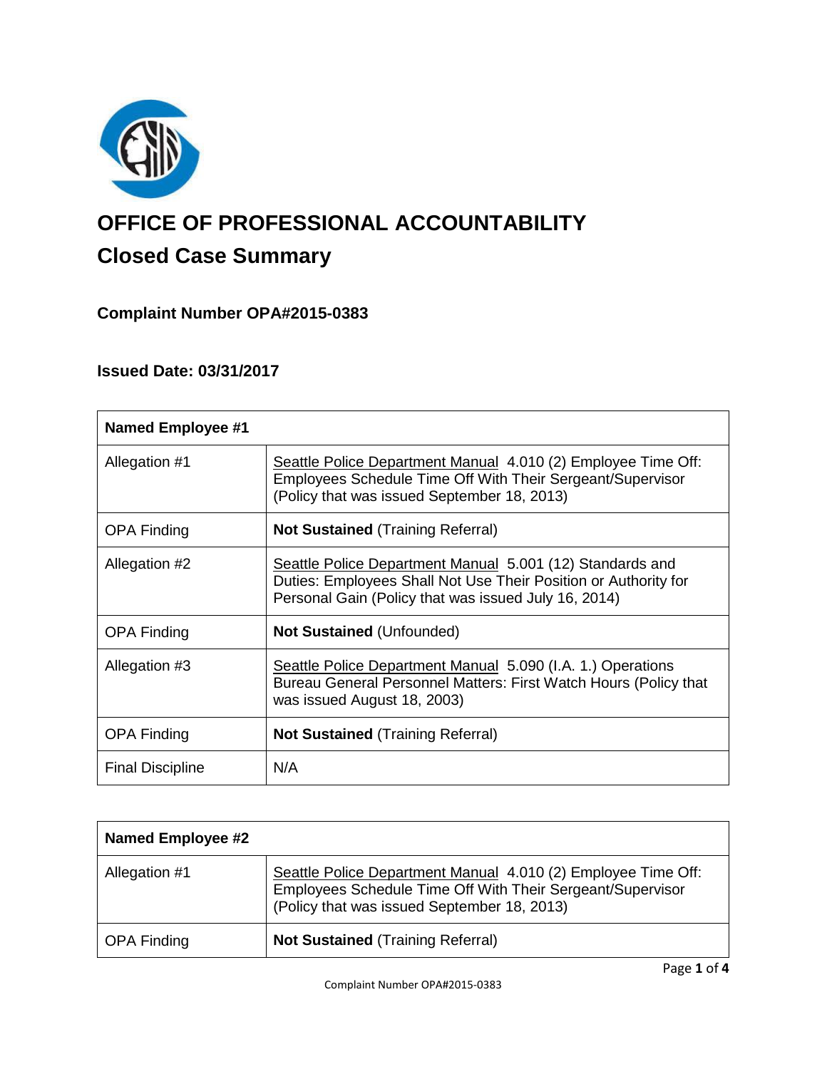# OFFICE OF PROFESSIONAL ACCOUNTABILITY

## Closed Case Summary

### Complaint Number OPA#2015-0383

### Issued Date: 03/31/2017

| Named Employee #1 | |
|---|---|
| Allegation #1 | Seattle Police Department Manual 4.010 (2) Employee Time Off: Employees Schedule Time Off With Their Sergeant/Supervisor (Policy that was issued September 18, 2013) |
| OPA Finding | **Not Sustained** (Training Referral) |
| Allegation #2 | Seattle Police Department Manual 5.001 (12) Standards and Duties: Employees Shall Not Use Their Position or Authority for Personal Gain (Policy that was issued July 16, 2014) |
| OPA Finding | **Not Sustained** (Unfounded) |
| Allegation #3 | Seattle Police Department Manual 5.090 (I.A. 1.) Operations Bureau General Personnel Matters: First Watch Hours (Policy that was issued August 18, 2003) |
| OPA Finding | **Not Sustained** (Training Referral) |
| Final Discipline | N/A |

| Named Employee #2 | |
|---|---|
| Allegation #1 | Seattle Police Department Manual 4.010 (2) Employee Time Off: Employees Schedule Time Off With Their Sergeant/Supervisor (Policy that was issued September 18, 2013) |
| OPA Finding | **Not Sustained** (Training Referral) |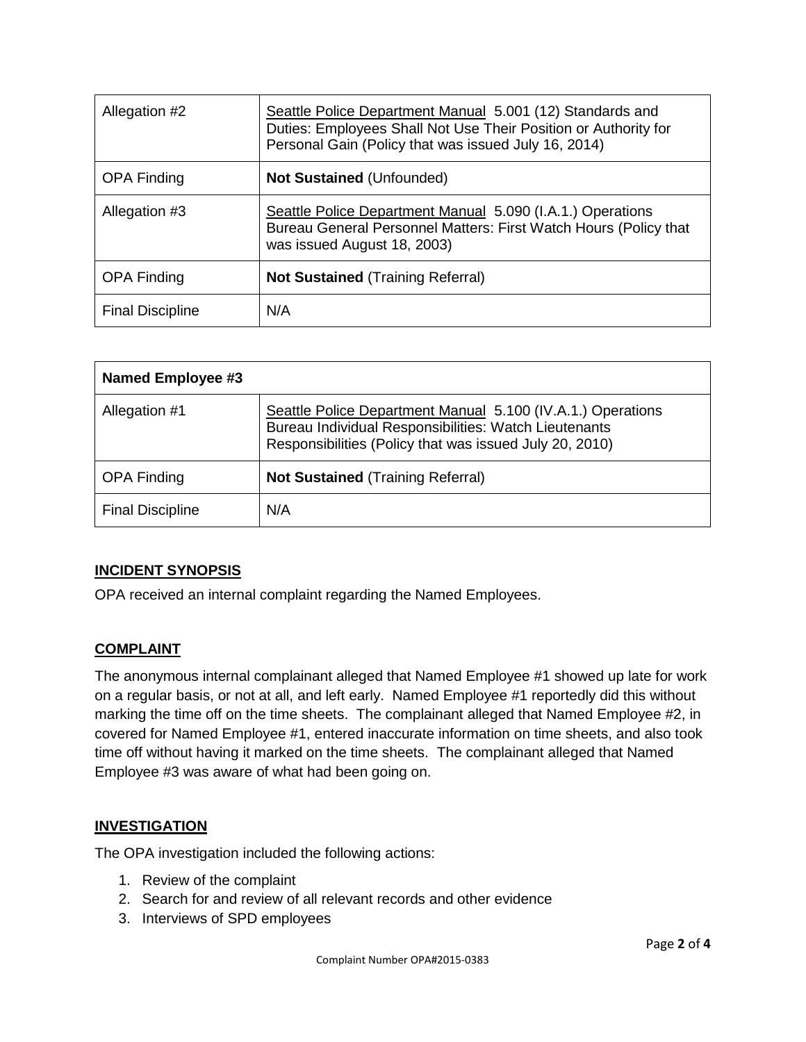| Allegation #2 | Seattle Police Department Manual 5.001 (12) Standards and Duties: Employees Shall Not Use Their Position or Authority for Personal Gain (Policy that was issued July 16, 2014) |
|---|---|
| OPA Finding | **Not Sustained** (Unfounded) |
| Allegation #3 | Seattle Police Department Manual 5.090 (I.A.1.) Operations Bureau General Personnel Matters: First Watch Hours (Policy that was issued August 18, 2003) |
| OPA Finding | **Not Sustained** (Training Referral) |
| Final Discipline | N/A |

| **Named Employee #3** | |
|---|---|
| Allegation #1 | Seattle Police Department Manual 5.100 (IV.A.1.) Operations Bureau Individual Responsibilities: Watch Lieutenants Responsibilities (Policy that was issued July 20, 2010) |
| OPA Finding | **Not Sustained** (Training Referral) |
| Final Discipline | N/A |

## INCIDENT SYNOPSIS

OPA received an internal complaint regarding the Named Employees.

## COMPLAINT

The anonymous internal complainant alleged that Named Employee #1 showed up late for work on a regular basis, or not at all, and left early. Named Employee #1 reportedly did this without marking the time off on the time sheets. The complainant alleged that Named Employee #2, in covered for Named Employee #1, entered inaccurate information on time sheets, and also took time off without having it marked on the time sheets. The complainant alleged that Named Employee #3 was aware of what had been going on.

## INVESTIGATION

The OPA investigation included the following actions:

1. Review of the complaint
2. Search for and review of all relevant records and other evidence
3. Interviews of SPD employees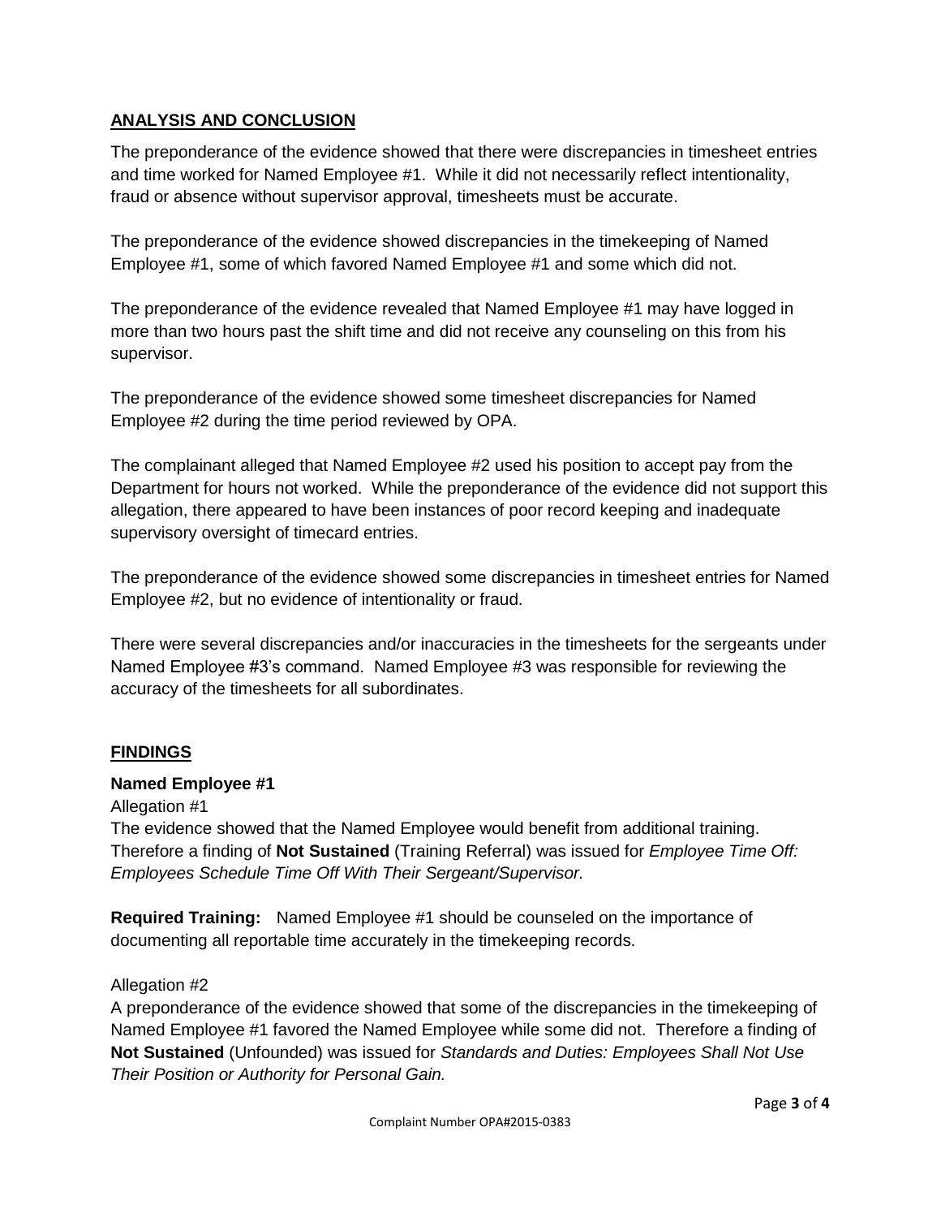## ANALYSIS AND CONCLUSION

The preponderance of the evidence showed that there were discrepancies in timesheet entries and time worked for Named Employee #1. While it did not necessarily reflect intentionality, fraud or absence without supervisor approval, timesheets must be accurate.

The preponderance of the evidence showed discrepancies in the timekeeping of Named Employee #1, some of which favored Named Employee #1 and some which did not.

The preponderance of the evidence revealed that Named Employee #1 may have logged in more than two hours past the shift time and did not receive any counseling on this from his supervisor.

The preponderance of the evidence showed some timesheet discrepancies for Named Employee #2 during the time period reviewed by OPA.

The complainant alleged that Named Employee #2 used his position to accept pay from the Department for hours not worked. While the preponderance of the evidence did not support this allegation, there appeared to have been instances of poor record keeping and inadequate supervisory oversight of timecard entries.

The preponderance of the evidence showed some discrepancies in timesheet entries for Named Employee #2, but no evidence of intentionality or fraud.

There were several discrepancies and/or inaccuracies in the timesheets for the sergeants under Named Employee #3's command. Named Employee #3 was responsible for reviewing the accuracy of the timesheets for all subordinates.

## FINDINGS

### Named Employee #1

Allegation #1

The evidence showed that the Named Employee would benefit from additional training. Therefore a finding of **Not Sustained** (Training Referral) was issued for *Employee Time Off: Employees Schedule Time Off With Their Sergeant/Supervisor.*

**Required Training:** Named Employee #1 should be counseled on the importance of documenting all reportable time accurately in the timekeeping records.

Allegation #2

A preponderance of the evidence showed that some of the discrepancies in the timekeeping of Named Employee #1 favored the Named Employee while some did not. Therefore a finding of **Not Sustained** (Unfounded) was issued for *Standards and Duties: Employees Shall Not Use Their Position or Authority for Personal Gain.*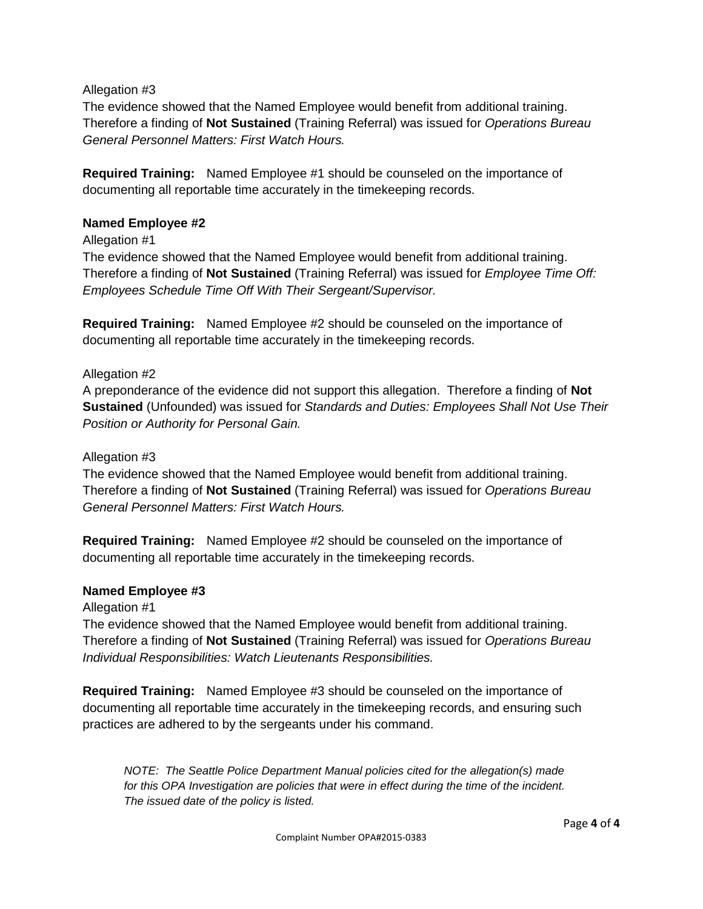Allegation #3

The evidence showed that the Named Employee would benefit from additional training. Therefore a finding of **Not Sustained** (Training Referral) was issued for *Operations Bureau General Personnel Matters: First Watch Hours.*

**Required Training:** Named Employee #1 should be counseled on the importance of documenting all reportable time accurately in the timekeeping records.

**Named Employee #2**

Allegation #1

The evidence showed that the Named Employee would benefit from additional training. Therefore a finding of **Not Sustained** (Training Referral) was issued for *Employee Time Off: Employees Schedule Time Off With Their Sergeant/Supervisor.*

**Required Training:** Named Employee #2 should be counseled on the importance of documenting all reportable time accurately in the timekeeping records.

Allegation #2

A preponderance of the evidence did not support this allegation. Therefore a finding of **Not Sustained** (Unfounded) was issued for *Standards and Duties: Employees Shall Not Use Their Position or Authority for Personal Gain.*

Allegation #3

The evidence showed that the Named Employee would benefit from additional training. Therefore a finding of **Not Sustained** (Training Referral) was issued for *Operations Bureau General Personnel Matters: First Watch Hours.*

**Required Training:** Named Employee #2 should be counseled on the importance of documenting all reportable time accurately in the timekeeping records.

**Named Employee #3**

Allegation #1

The evidence showed that the Named Employee would benefit from additional training. Therefore a finding of **Not Sustained** (Training Referral) was issued for *Operations Bureau Individual Responsibilities: Watch Lieutenants Responsibilities.*

**Required Training:** Named Employee #3 should be counseled on the importance of documenting all reportable time accurately in the timekeeping records, and ensuring such practices are adhered to by the sergeants under his command.

*NOTE: The Seattle Police Department Manual policies cited for the allegation(s) made for this OPA Investigation are policies that were in effect during the time of the incident. The issued date of the policy is listed.*

Complaint Number OPA#2015-0383